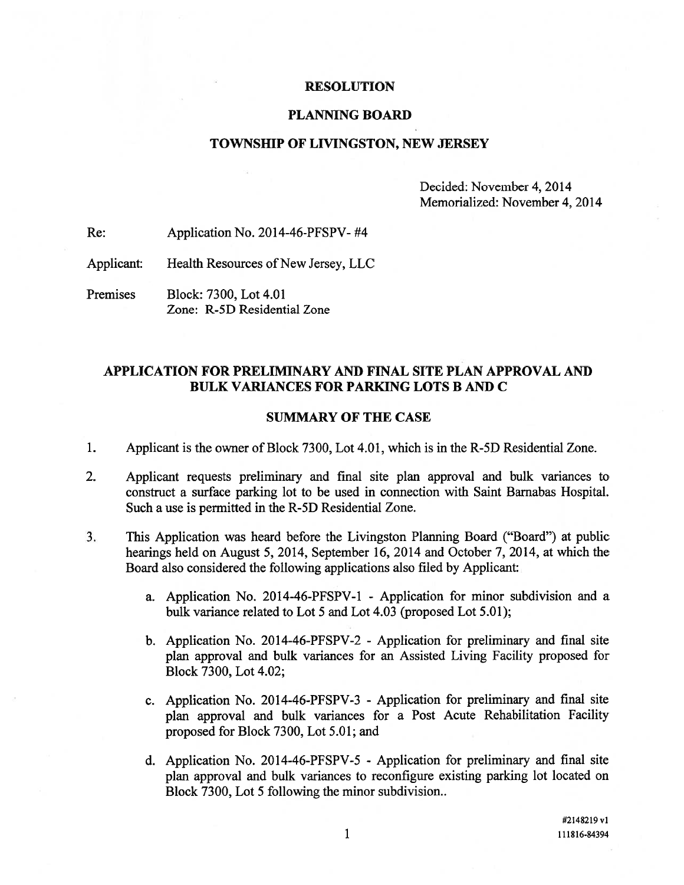**RESOLUTION**

**PLANNING BOARD**

**TOWNSHIP OF LIVINGSTON, NEW JERSEY**

Decided: November 4, 2014
Memorialized: November 4, 2014

Re: Application No. 2014-46-PFSPV- #4

Applicant: Health Resources of New Jersey, LLC

Premises Block: 7300, Lot 4.01
Zone: R-5D Residential Zone

## APPLICATION FOR PRELIMINARY AND FINAL SITE PLAN APPROVAL AND BULK VARIANCES FOR PARKING LOTS B AND C

## SUMMARY OF THE CASE

1. Applicant is the owner of Block 7300, Lot 4.01, which is in the R-5D Residential Zone.

2. Applicant requests preliminary and final site plan approval and bulk variances to construct a surface parking lot to be used in connection with Saint Barnabas Hospital. Such a use is permitted in the R-5D Residential Zone.

3. This Application was heard before the Livingston Planning Board ("Board") at public hearings held on August 5, 2014, September 16, 2014 and October 7, 2014, at which the Board also considered the following applications also filed by Applicant:

   a. Application No. 2014-46-PFSPV-1 - Application for minor subdivision and a bulk variance related to Lot 5 and Lot 4.03 (proposed Lot 5.01);

   b. Application No. 2014-46-PFSPV-2 - Application for preliminary and final site plan approval and bulk variances for an Assisted Living Facility proposed for Block 7300, Lot 4.02;

   c. Application No. 2014-46-PFSPV-3 - Application for preliminary and final site plan approval and bulk variances for a Post Acute Rehabilitation Facility proposed for Block 7300, Lot 5.01; and

   d. Application No. 2014-46-PFSPV-5 - Application for preliminary and final site plan approval and bulk variances to reconfigure existing parking lot located on Block 7300, Lot 5 following the minor subdivision..

#2148219 v1
111816-84394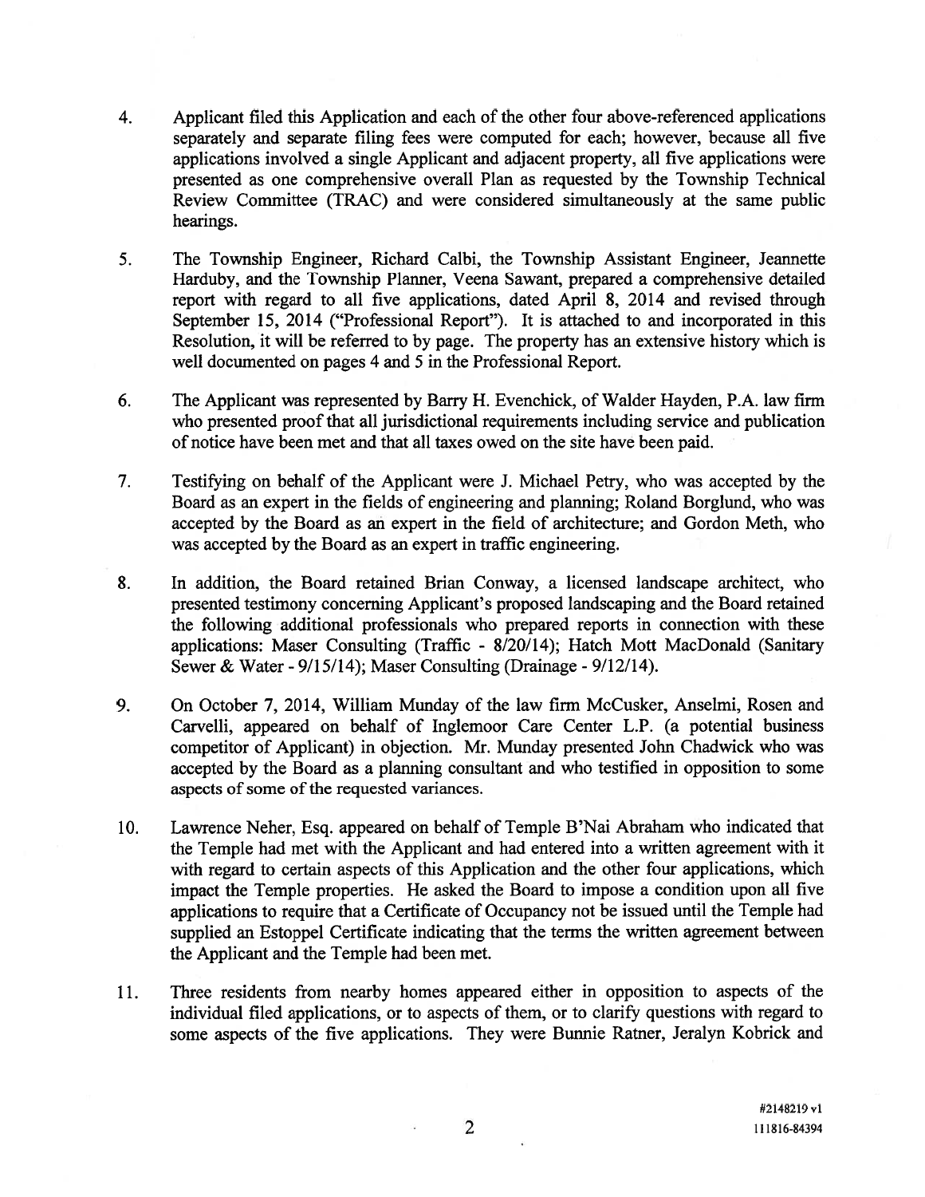4. Applicant filed this Application and each of the other four above-referenced applications separately and separate filing fees were computed for each; however, because all five applications involved a single Applicant and adjacent property, all five applications were presented as one comprehensive overall Plan as requested by the Township Technical Review Committee (TRAC) and were considered simultaneously at the same public hearings.

5. The Township Engineer, Richard Calbi, the Township Assistant Engineer, Jeannette Harduby, and the Township Planner, Veena Sawant, prepared a comprehensive detailed report with regard to all five applications, dated April 8, 2014 and revised through September 15, 2014 ("Professional Report"). It is attached to and incorporated in this Resolution, it will be referred to by page. The property has an extensive history which is well documented on pages 4 and 5 in the Professional Report.

6. The Applicant was represented by Barry H. Evenchick, of Walder Hayden, P.A. law firm who presented proof that all jurisdictional requirements including service and publication of notice have been met and that all taxes owed on the site have been paid.

7. Testifying on behalf of the Applicant were J. Michael Petry, who was accepted by the Board as an expert in the fields of engineering and planning; Roland Borglund, who was accepted by the Board as an expert in the field of architecture; and Gordon Meth, who was accepted by the Board as an expert in traffic engineering.

8. In addition, the Board retained Brian Conway, a licensed landscape architect, who presented testimony concerning Applicant's proposed landscaping and the Board retained the following additional professionals who prepared reports in connection with these applications: Maser Consulting (Traffic - 8/20/14); Hatch Mott MacDonald (Sanitary Sewer & Water - 9/15/14); Maser Consulting (Drainage - 9/12/14).

9. On October 7, 2014, William Munday of the law firm McCusker, Anselmi, Rosen and Carvelli, appeared on behalf of Inglemoor Care Center L.P. (a potential business competitor of Applicant) in objection. Mr. Munday presented John Chadwick who was accepted by the Board as a planning consultant and who testified in opposition to some aspects of some of the requested variances.

10. Lawrence Neher, Esq. appeared on behalf of Temple B'Nai Abraham who indicated that the Temple had met with the Applicant and had entered into a written agreement with it with regard to certain aspects of this Application and the other four applications, which impact the Temple properties. He asked the Board to impose a condition upon all five applications to require that a Certificate of Occupancy not be issued until the Temple had supplied an Estoppel Certificate indicating that the terms the written agreement between the Applicant and the Temple had been met.

11. Three residents from nearby homes appeared either in opposition to aspects of the individual filed applications, or to aspects of them, or to clarify questions with regard to some aspects of the five applications. They were Bunnie Ratner, Jeralyn Kobrick and

#2148219 v1
111816-84394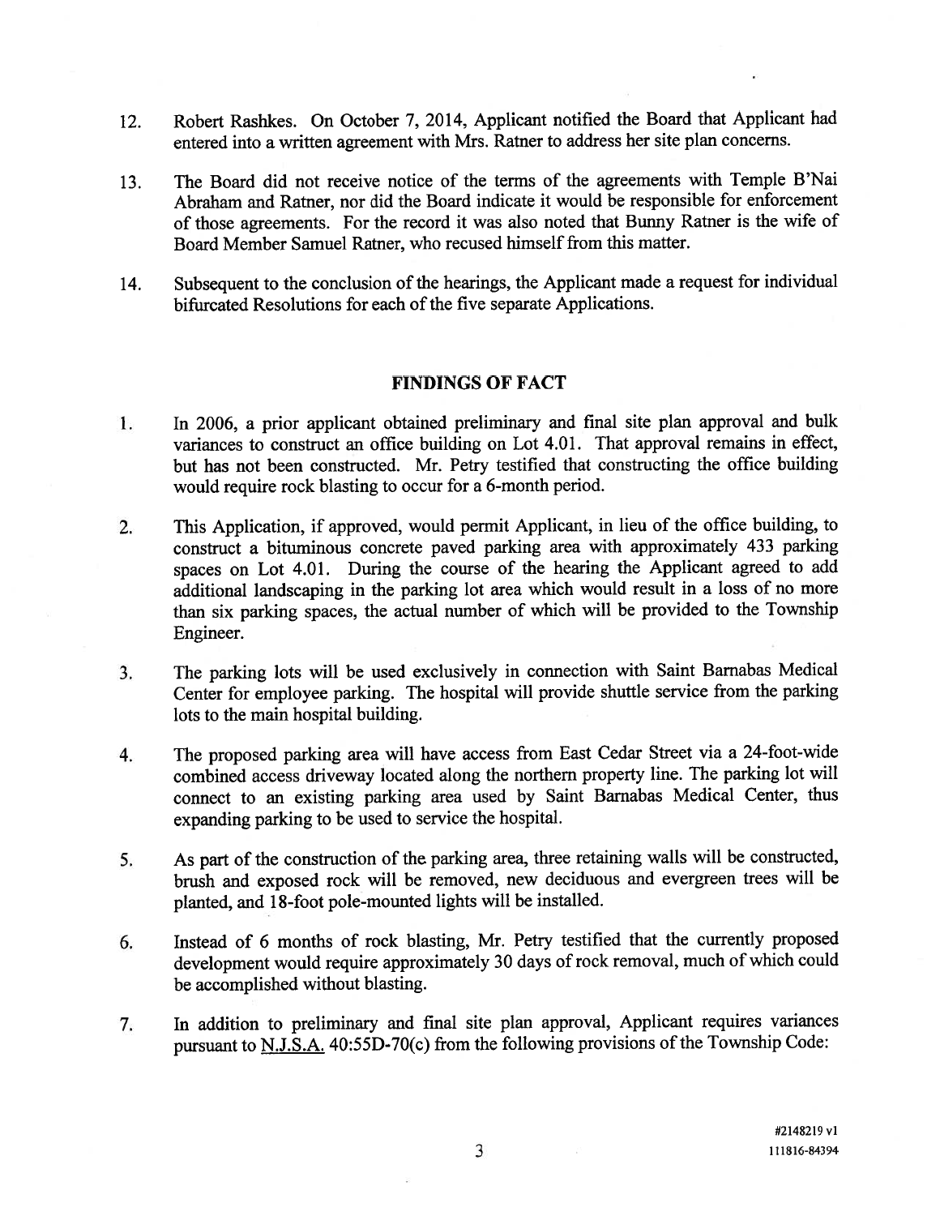12. Robert Rashkes. On October 7, 2014, Applicant notified the Board that Applicant had entered into a written agreement with Mrs. Ratner to address her site plan concerns.

13. The Board did not receive notice of the terms of the agreements with Temple B'Nai Abraham and Ratner, nor did the Board indicate it would be responsible for enforcement of those agreements. For the record it was also noted that Bunny Ratner is the wife of Board Member Samuel Ratner, who recused himself from this matter.

14. Subsequent to the conclusion of the hearings, the Applicant made a request for individual bifurcated Resolutions for each of the five separate Applications.

## FINDINGS OF FACT

1. In 2006, a prior applicant obtained preliminary and final site plan approval and bulk variances to construct an office building on Lot 4.01. That approval remains in effect, but has not been constructed. Mr. Petry testified that constructing the office building would require rock blasting to occur for a 6-month period.

2. This Application, if approved, would permit Applicant, in lieu of the office building, to construct a bituminous concrete paved parking area with approximately 433 parking spaces on Lot 4.01. During the course of the hearing the Applicant agreed to add additional landscaping in the parking lot area which would result in a loss of no more than six parking spaces, the actual number of which will be provided to the Township Engineer.

3. The parking lots will be used exclusively in connection with Saint Barnabas Medical Center for employee parking. The hospital will provide shuttle service from the parking lots to the main hospital building.

4. The proposed parking area will have access from East Cedar Street via a 24-foot-wide combined access driveway located along the northern property line. The parking lot will connect to an existing parking area used by Saint Barnabas Medical Center, thus expanding parking to be used to service the hospital.

5. As part of the construction of the parking area, three retaining walls will be constructed, brush and exposed rock will be removed, new deciduous and evergreen trees will be planted, and 18-foot pole-mounted lights will be installed.

6. Instead of 6 months of rock blasting, Mr. Petry testified that the currently proposed development would require approximately 30 days of rock removal, much of which could be accomplished without blasting.

7. In addition to preliminary and final site plan approval, Applicant requires variances pursuant to N.J.S.A. 40:55D-70(c) from the following provisions of the Township Code: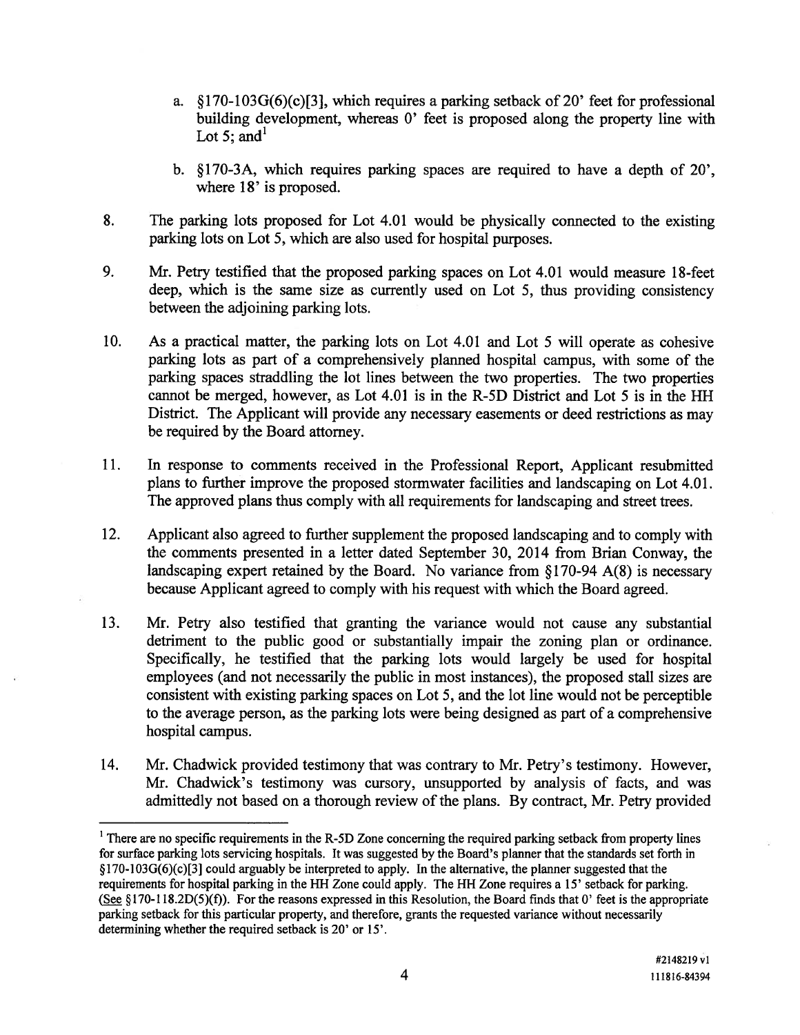a. §170-103G(6)(c)[3], which requires a parking setback of 20' feet for professional building development, whereas 0' feet is proposed along the property line with Lot 5; and[1]

b. §170-3A, which requires parking spaces are required to have a depth of 20', where 18' is proposed.

8. The parking lots proposed for Lot 4.01 would be physically connected to the existing parking lots on Lot 5, which are also used for hospital purposes.

9. Mr. Petry testified that the proposed parking spaces on Lot 4.01 would measure 18-feet deep, which is the same size as currently used on Lot 5, thus providing consistency between the adjoining parking lots.

10. As a practical matter, the parking lots on Lot 4.01 and Lot 5 will operate as cohesive parking lots as part of a comprehensively planned hospital campus, with some of the parking spaces straddling the lot lines between the two properties. The two properties cannot be merged, however, as Lot 4.01 is in the R-5D District and Lot 5 is in the HH District. The Applicant will provide any necessary easements or deed restrictions as may be required by the Board attorney.

11. In response to comments received in the Professional Report, Applicant resubmitted plans to further improve the proposed stormwater facilities and landscaping on Lot 4.01. The approved plans thus comply with all requirements for landscaping and street trees.

12. Applicant also agreed to further supplement the proposed landscaping and to comply with the comments presented in a letter dated September 30, 2014 from Brian Conway, the landscaping expert retained by the Board. No variance from §170-94 A(8) is necessary because Applicant agreed to comply with his request with which the Board agreed.

13. Mr. Petry also testified that granting the variance would not cause any substantial detriment to the public good or substantially impair the zoning plan or ordinance. Specifically, he testified that the parking lots would largely be used for hospital employees (and not necessarily the public in most instances), the proposed stall sizes are consistent with existing parking spaces on Lot 5, and the lot line would not be perceptible to the average person, as the parking lots were being designed as part of a comprehensive hospital campus.

14. Mr. Chadwick provided testimony that was contrary to Mr. Petry's testimony. However, Mr. Chadwick's testimony was cursory, unsupported by analysis of facts, and was admittedly not based on a thorough review of the plans. By contract, Mr. Petry provided

---

[1] There are no specific requirements in the R-5D Zone concerning the required parking setback from property lines for surface parking lots servicing hospitals. It was suggested by the Board's planner that the standards set forth in §170-103G(6)(c)[3] could arguably be interpreted to apply. In the alternative, the planner suggested that the requirements for hospital parking in the HH Zone could apply. The HH Zone requires a 15' setback for parking. (See §170-118.2D(5)(f)). For the reasons expressed in this Resolution, the Board finds that 0' feet is the appropriate parking setback for this particular property, and therefore, grants the requested variance without necessarily determining whether the required setback is 20' or 15'.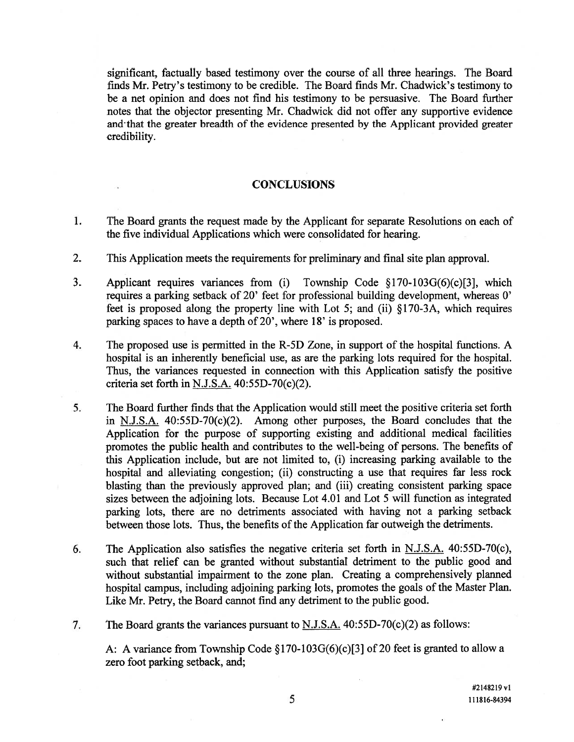significant, factually based testimony over the course of all three hearings. The Board finds Mr. Petry's testimony to be credible. The Board finds Mr. Chadwick's testimony to be a net opinion and does not find his testimony to be persuasive. The Board further notes that the objector presenting Mr. Chadwick did not offer any supportive evidence and that the greater breadth of the evidence presented by the Applicant provided greater credibility.

## CONCLUSIONS

1. The Board grants the request made by the Applicant for separate Resolutions on each of the five individual Applications which were consolidated for hearing.

2. This Application meets the requirements for preliminary and final site plan approval.

3. Applicant requires variances from (i) Township Code §170-103G(6)(c)[3], which requires a parking setback of 20' feet for professional building development, whereas 0' feet is proposed along the property line with Lot 5; and (ii) §170-3A, which requires parking spaces to have a depth of 20', where 18' is proposed.

4. The proposed use is permitted in the R-5D Zone, in support of the hospital functions. A hospital is an inherently beneficial use, as are the parking lots required for the hospital. Thus, the variances requested in connection with this Application satisfy the positive criteria set forth in N.J.S.A. 40:55D-70(c)(2).

5. The Board further finds that the Application would still meet the positive criteria set forth in N.J.S.A. 40:55D-70(c)(2). Among other purposes, the Board concludes that the Application for the purpose of supporting existing and additional medical facilities promotes the public health and contributes to the well-being of persons. The benefits of this Application include, but are not limited to, (i) increasing parking available to the hospital and alleviating congestion; (ii) constructing a use that requires far less rock blasting than the previously approved plan; and (iii) creating consistent parking space sizes between the adjoining lots. Because Lot 4.01 and Lot 5 will function as integrated parking lots, there are no detriments associated with having not a parking setback between those lots. Thus, the benefits of the Application far outweigh the detriments.

6. The Application also satisfies the negative criteria set forth in N.J.S.A. 40:55D-70(c), such that relief can be granted without substantial detriment to the public good and without substantial impairment to the zone plan. Creating a comprehensively planned hospital campus, including adjoining parking lots, promotes the goals of the Master Plan. Like Mr. Petry, the Board cannot find any detriment to the public good.

7. The Board grants the variances pursuant to N.J.S.A. 40:55D-70(c)(2) as follows:

   A: A variance from Township Code §170-103G(6)(c)[3] of 20 feet is granted to allow a zero foot parking setback, and;

#2148219 v1
111816-84394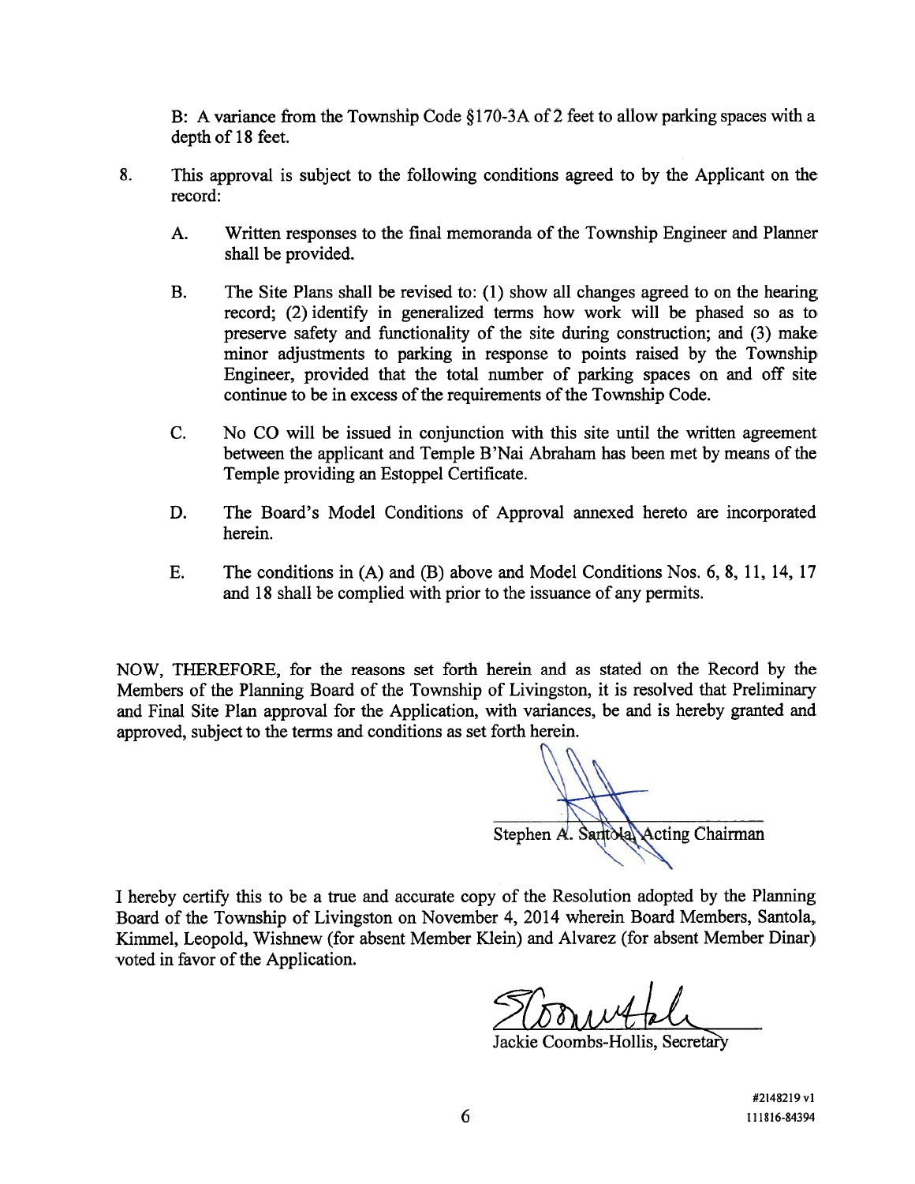B: A variance from the Township Code §170-3A of 2 feet to allow parking spaces with a depth of 18 feet.

8. This approval is subject to the following conditions agreed to by the Applicant on the record:

   A. Written responses to the final memoranda of the Township Engineer and Planner shall be provided.

   B. The Site Plans shall be revised to: (1) show all changes agreed to on the hearing record; (2) identify in generalized terms how work will be phased so as to preserve safety and functionality of the site during construction; and (3) make minor adjustments to parking in response to points raised by the Township Engineer, provided that the total number of parking spaces on and off site continue to be in excess of the requirements of the Township Code.

   C. No CO will be issued in conjunction with this site until the written agreement between the applicant and Temple B'Nai Abraham has been met by means of the Temple providing an Estoppel Certificate.

   D. The Board's Model Conditions of Approval annexed hereto are incorporated herein.

   E. The conditions in (A) and (B) above and Model Conditions Nos. 6, 8, 11, 14, 17 and 18 shall be complied with prior to the issuance of any permits.

NOW, THEREFORE, for the reasons set forth herein and as stated on the Record by the Members of the Planning Board of the Township of Livingston, it is resolved that Preliminary and Final Site Plan approval for the Application, with variances, be and is hereby granted and approved, subject to the terms and conditions as set forth herein.

Stephen A. Santola, Acting Chairman

I hereby certify this to be a true and accurate copy of the Resolution adopted by the Planning Board of the Township of Livingston on November 4, 2014 wherein Board Members, Santola, Kimmel, Leopold, Wishnew (for absent Member Klein) and Alvarez (for absent Member Dinar) voted in favor of the Application.

Jackie Coombs-Hollis, Secretary

#2148219 v1
111816-84394